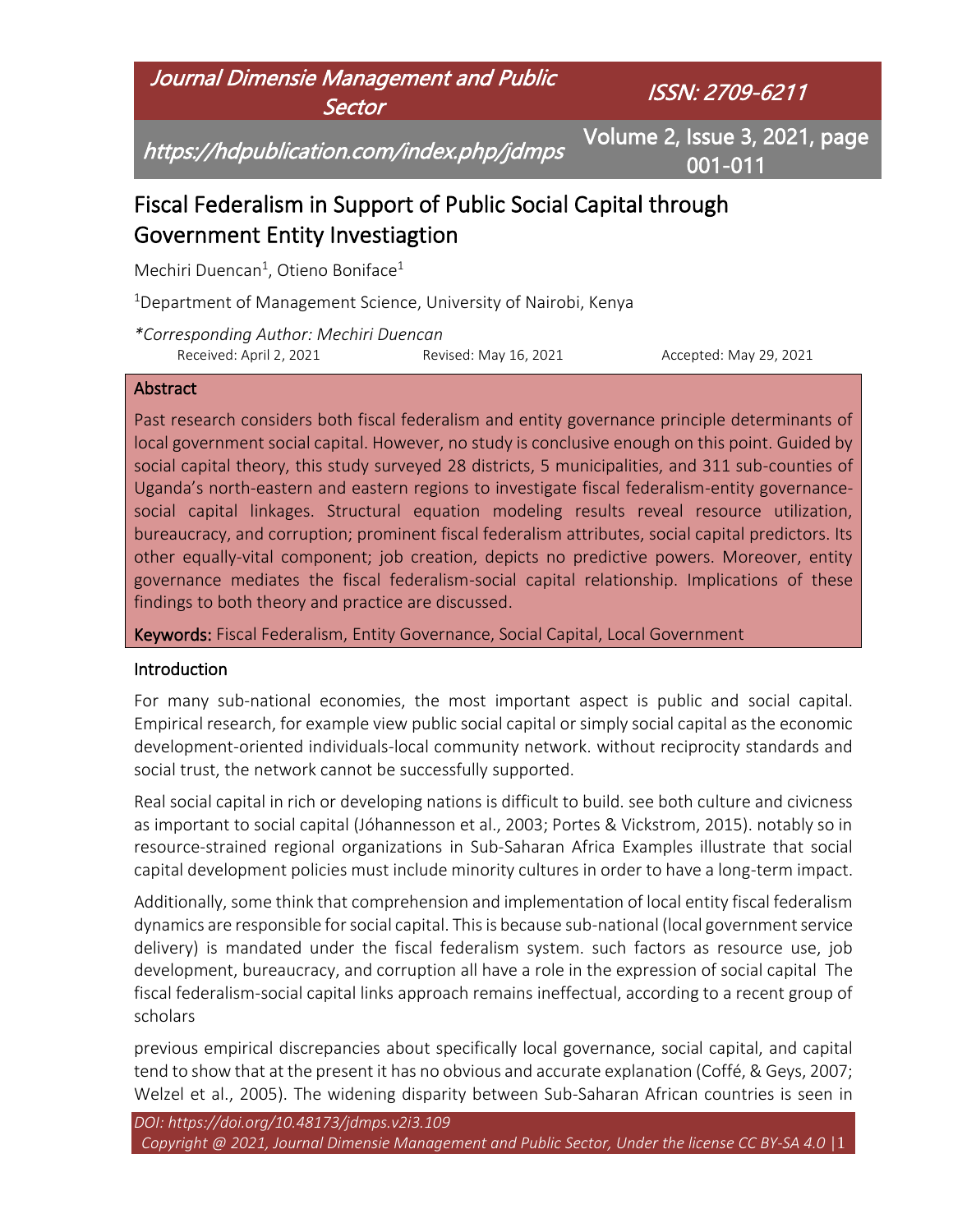# Fiscal Federalism in Support of Public Social Capital through Government Entity Investiagtion

Mechiri Duencan[1], Otieno Boniface[1]

[1]Department of Management Science, University of Nairobi, Kenya

*\*Corresponding Author: Mechiri Duencan*

Received: April 2, 2021 Revised: May 16, 2021 Accepted: May 29, 2021

## Abstract

Past research considers both fiscal federalism and entity governance principle determinants of local government social capital. However, no study is conclusive enough on this point. Guided by social capital theory, this study surveyed 28 districts, 5 municipalities, and 311 sub-counties of Uganda's north-eastern and eastern regions to investigate fiscal federalism-entity governance-social capital linkages. Structural equation modeling results reveal resource utilization, bureaucracy, and corruption; prominent fiscal federalism attributes, social capital predictors. Its other equally-vital component; job creation, depicts no predictive powers. Moreover, entity governance mediates the fiscal federalism-social capital relationship. Implications of these findings to both theory and practice are discussed.

**Keywords:** Fiscal Federalism, Entity Governance, Social Capital, Local Government

## Introduction

For many sub-national economies, the most important aspect is public and social capital. Empirical research, for example view public social capital or simply social capital as the economic development-oriented individuals-local community network. without reciprocity standards and social trust, the network cannot be successfully supported.

Real social capital in rich or developing nations is difficult to build. see both culture and civicness as important to social capital (Jóhannesson et al., 2003; Portes & Vickstrom, 2015). notably so in resource-strained regional organizations in Sub-Saharan Africa Examples illustrate that social capital development policies must include minority cultures in order to have a long-term impact.

Additionally, some think that comprehension and implementation of local entity fiscal federalism dynamics are responsible for social capital. This is because sub-national (local government service delivery) is mandated under the fiscal federalism system. such factors as resource use, job development, bureaucracy, and corruption all have a role in the expression of social capital The fiscal federalism-social capital links approach remains ineffectual, according to a recent group of scholars

previous empirical discrepancies about specifically local governance, social capital, and capital tend to show that at the present it has no obvious and accurate explanation (Coffé, & Geys, 2007; Welzel et al., 2005). The widening disparity between Sub-Saharan African countries is seen in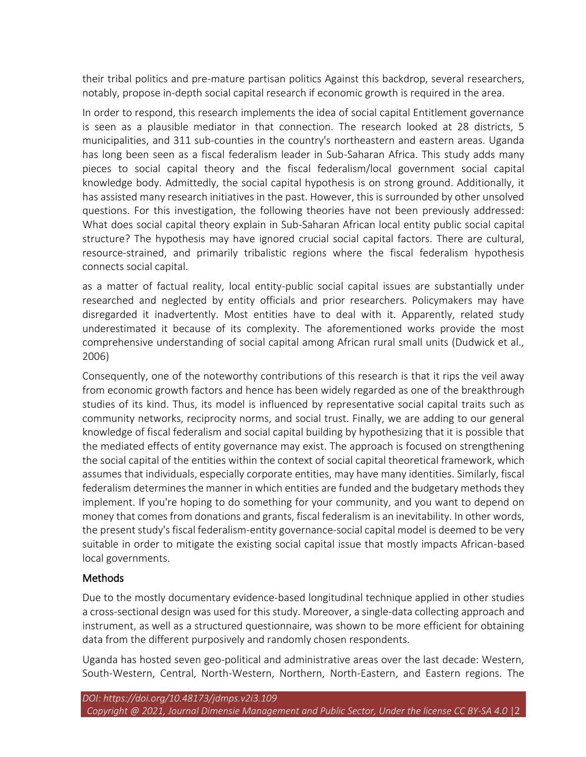their tribal politics and pre-mature partisan politics Against this backdrop, several researchers, notably, propose in-depth social capital research if economic growth is required in the area.

In order to respond, this research implements the idea of social capital Entitlement governance is seen as a plausible mediator in that connection. The research looked at 28 districts, 5 municipalities, and 311 sub-counties in the country's northeastern and eastern areas. Uganda has long been seen as a fiscal federalism leader in Sub-Saharan Africa. This study adds many pieces to social capital theory and the fiscal federalism/local government social capital knowledge body. Admittedly, the social capital hypothesis is on strong ground. Additionally, it has assisted many research initiatives in the past. However, this is surrounded by other unsolved questions. For this investigation, the following theories have not been previously addressed: What does social capital theory explain in Sub-Saharan African local entity public social capital structure? The hypothesis may have ignored crucial social capital factors. There are cultural, resource-strained, and primarily tribalistic regions where the fiscal federalism hypothesis connects social capital.

as a matter of factual reality, local entity-public social capital issues are substantially under researched and neglected by entity officials and prior researchers. Policymakers may have disregarded it inadvertently. Most entities have to deal with it. Apparently, related study underestimated it because of its complexity. The aforementioned works provide the most comprehensive understanding of social capital among African rural small units (Dudwick et al., 2006)

Consequently, one of the noteworthy contributions of this research is that it rips the veil away from economic growth factors and hence has been widely regarded as one of the breakthrough studies of its kind. Thus, its model is influenced by representative social capital traits such as community networks, reciprocity norms, and social trust. Finally, we are adding to our general knowledge of fiscal federalism and social capital building by hypothesizing that it is possible that the mediated effects of entity governance may exist. The approach is focused on strengthening the social capital of the entities within the context of social capital theoretical framework, which assumes that individuals, especially corporate entities, may have many identities. Similarly, fiscal federalism determines the manner in which entities are funded and the budgetary methods they implement. If you're hoping to do something for your community, and you want to depend on money that comes from donations and grants, fiscal federalism is an inevitability. In other words, the present study's fiscal federalism-entity governance-social capital model is deemed to be very suitable in order to mitigate the existing social capital issue that mostly impacts African-based local governments.

## Methods

Due to the mostly documentary evidence-based longitudinal technique applied in other studies a cross-sectional design was used for this study. Moreover, a single-data collecting approach and instrument, as well as a structured questionnaire, was shown to be more efficient for obtaining data from the different purposively and randomly chosen respondents.

Uganda has hosted seven geo-political and administrative areas over the last decade: Western, South-Western, Central, North-Western, Northern, North-Eastern, and Eastern regions. The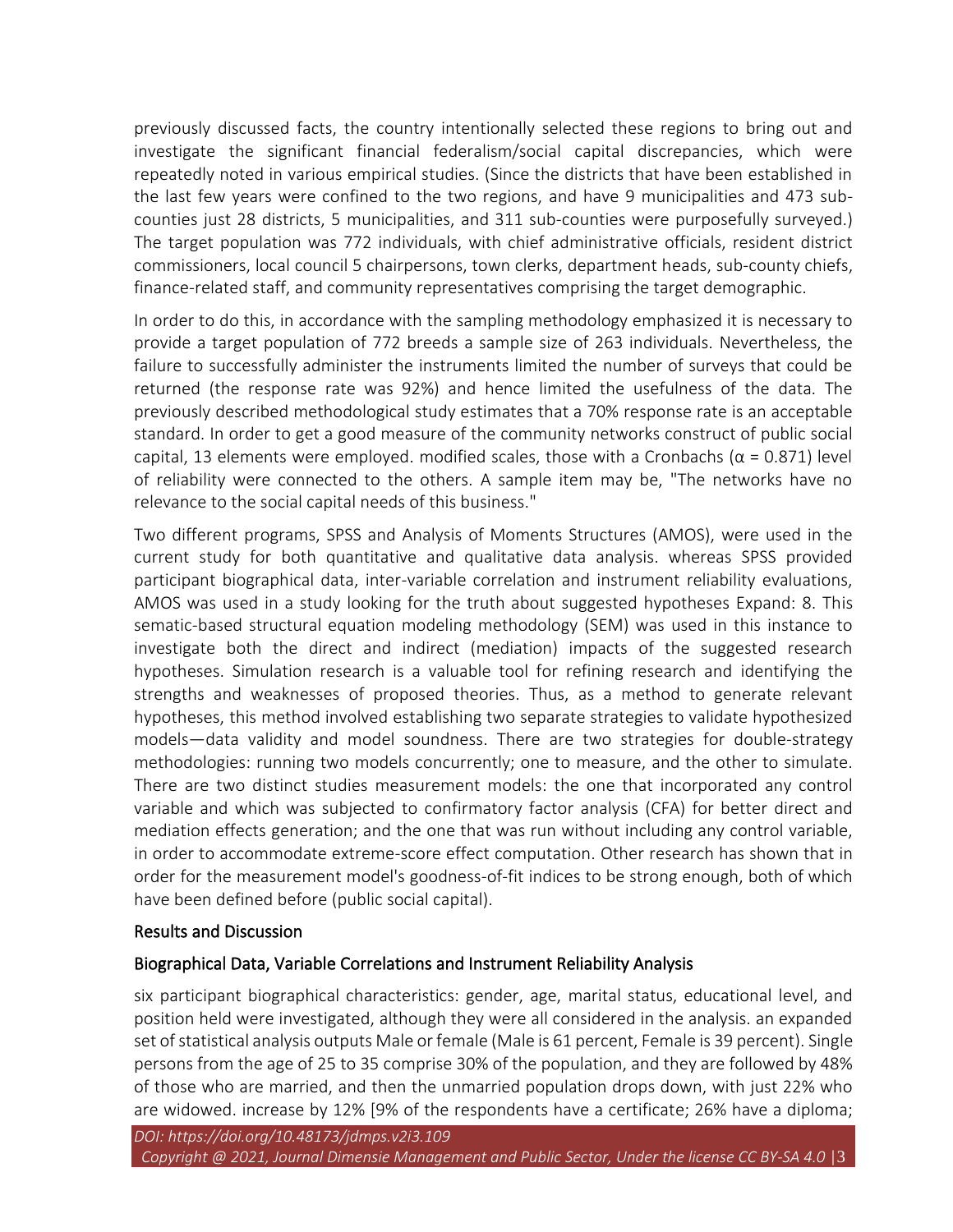previously discussed facts, the country intentionally selected these regions to bring out and investigate the significant financial federalism/social capital discrepancies, which were repeatedly noted in various empirical studies. (Since the districts that have been established in the last few years were confined to the two regions, and have 9 municipalities and 473 sub-counties just 28 districts, 5 municipalities, and 311 sub-counties were purposefully surveyed.) The target population was 772 individuals, with chief administrative officials, resident district commissioners, local council 5 chairpersons, town clerks, department heads, sub-county chiefs, finance-related staff, and community representatives comprising the target demographic.

In order to do this, in accordance with the sampling methodology emphasized it is necessary to provide a target population of 772 breeds a sample size of 263 individuals. Nevertheless, the failure to successfully administer the instruments limited the number of surveys that could be returned (the response rate was 92%) and hence limited the usefulness of the data. The previously described methodological study estimates that a 70% response rate is an acceptable standard. In order to get a good measure of the community networks construct of public social capital, 13 elements were employed. modified scales, those with a Cronbachs ($\alpha = 0.871$) level of reliability were connected to the others. A sample item may be, "The networks have no relevance to the social capital needs of this business."

Two different programs, SPSS and Analysis of Moments Structures (AMOS), were used in the current study for both quantitative and qualitative data analysis. whereas SPSS provided participant biographical data, inter-variable correlation and instrument reliability evaluations, AMOS was used in a study looking for the truth about suggested hypotheses Expand: 8. This sematic-based structural equation modeling methodology (SEM) was used in this instance to investigate both the direct and indirect (mediation) impacts of the suggested research hypotheses. Simulation research is a valuable tool for refining research and identifying the strengths and weaknesses of proposed theories. Thus, as a method to generate relevant hypotheses, this method involved establishing two separate strategies to validate hypothesized models—data validity and model soundness. There are two strategies for double-strategy methodologies: running two models concurrently; one to measure, and the other to simulate. There are two distinct studies measurement models: the one that incorporated any control variable and which was subjected to confirmatory factor analysis (CFA) for better direct and mediation effects generation; and the one that was run without including any control variable, in order to accommodate extreme-score effect computation. Other research has shown that in order for the measurement model's goodness-of-fit indices to be strong enough, both of which have been defined before (public social capital).

## Results and Discussion

### Biographical Data, Variable Correlations and Instrument Reliability Analysis

six participant biographical characteristics: gender, age, marital status, educational level, and position held were investigated, although they were all considered in the analysis. an expanded set of statistical analysis outputs Male or female (Male is 61 percent, Female is 39 percent). Single persons from the age of 25 to 35 comprise 30% of the population, and they are followed by 48% of those who are married, and then the unmarried population drops down, with just 22% who are widowed. increase by 12% [9% of the respondents have a certificate; 26% have a diploma;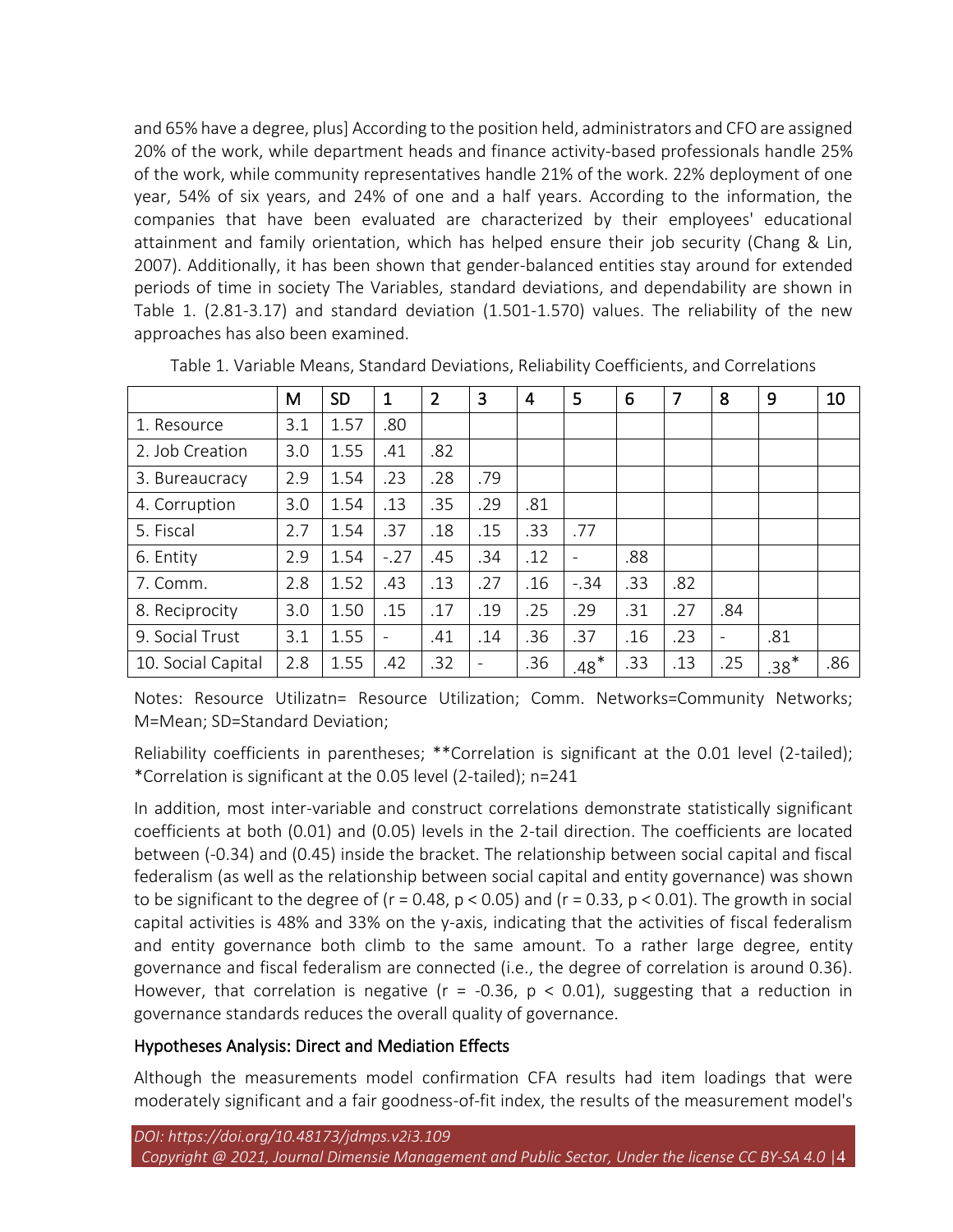and 65% have a degree, plus] According to the position held, administrators and CFO are assigned 20% of the work, while department heads and finance activity-based professionals handle 25% of the work, while community representatives handle 21% of the work. 22% deployment of one year, 54% of six years, and 24% of one and a half years. According to the information, the companies that have been evaluated are characterized by their employees' educational attainment and family orientation, which has helped ensure their job security (Chang & Lin, 2007). Additionally, it has been shown that gender-balanced entities stay around for extended periods of time in society The Variables, standard deviations, and dependability are shown in Table 1. (2.81-3.17) and standard deviation (1.501-1.570) values. The reliability of the new approaches has also been examined.

Table 1. Variable Means, Standard Deviations, Reliability Coefficients, and Correlations

| | M | SD | 1 | 2 | 3 | 4 | 5 | 6 | 7 | 8 | 9 | 10 |
|---|---|---|---|---|---|---|---|---|---|---|---|---|
| 1. Resource | 3.1 | 1.57 | .80 | | | | | | | | | |
| 2. Job Creation | 3.0 | 1.55 | .41 | .82 | | | | | | | | |
| 3. Bureaucracy | 2.9 | 1.54 | .23 | .28 | .79 | | | | | | | |
| 4. Corruption | 3.0 | 1.54 | .13 | .35 | .29 | .81 | | | | | | |
| 5. Fiscal | 2.7 | 1.54 | .37 | .18 | .15 | .33 | .77 | | | | | |
| 6. Entity | 2.9 | 1.54 | -.27 | .45 | .34 | .12 | - | .88 | | | | |
| 7. Comm. | 2.8 | 1.52 | .43 | .13 | .27 | .16 | -.34 | .33 | .82 | | | |
| 8. Reciprocity | 3.0 | 1.50 | .15 | .17 | .19 | .25 | .29 | .31 | .27 | .84 | | |
| 9. Social Trust | 3.1 | 1.55 | - | .41 | .14 | .36 | .37 | .16 | .23 | - | .81 | |
| 10. Social Capital | 2.8 | 1.55 | .42 | .32 | - | .36 | .48* | .33 | .13 | .25 | .38* | .86 |

Notes: Resource Utilizatn= Resource Utilization; Comm. Networks=Community Networks; M=Mean; SD=Standard Deviation;

Reliability coefficients in parentheses; **Correlation is significant at the 0.01 level (2-tailed); *Correlation is significant at the 0.05 level (2-tailed); n=241

In addition, most inter-variable and construct correlations demonstrate statistically significant coefficients at both (0.01) and (0.05) levels in the 2-tail direction. The coefficients are located between (-0.34) and (0.45) inside the bracket. The relationship between social capital and fiscal federalism (as well as the relationship between social capital and entity governance) was shown to be significant to the degree of ($r = 0.48$, $p < 0.05$) and ($r = 0.33$, $p < 0.01$). The growth in social capital activities is 48% and 33% on the y-axis, indicating that the activities of fiscal federalism and entity governance both climb to the same amount. To a rather large degree, entity governance and fiscal federalism are connected (i.e., the degree of correlation is around 0.36). However, that correlation is negative ($r = -0.36$, $p < 0.01$), suggesting that a reduction in governance standards reduces the overall quality of governance.

## Hypotheses Analysis: Direct and Mediation Effects

Although the measurements model confirmation CFA results had item loadings that were moderately significant and a fair goodness-of-fit index, the results of the measurement model's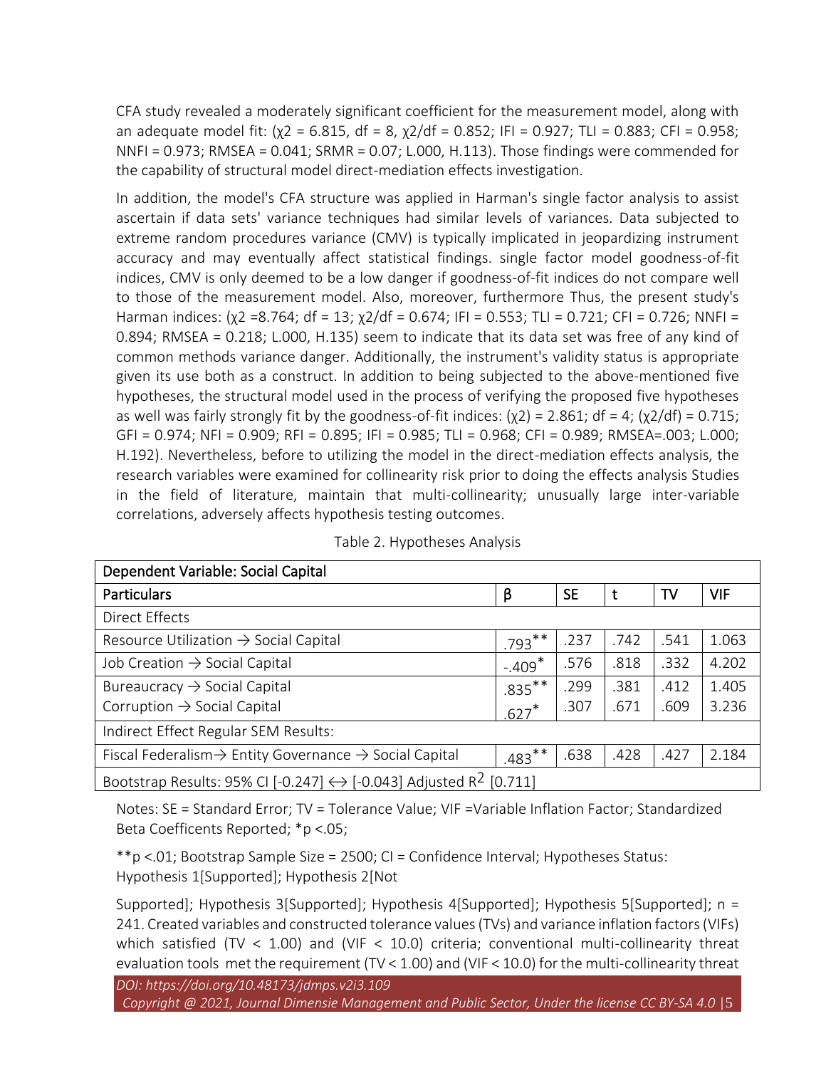CFA study revealed a moderately significant coefficient for the measurement model, along with an adequate model fit: ($\chi 2$ = 6.815, df = 8, $\chi 2$/df = 0.852; IFI = 0.927; TLI = 0.883; CFI = 0.958; NNFI = 0.973; RMSEA = 0.041; SRMR = 0.07; L.000, H.113). Those findings were commended for the capability of structural model direct-mediation effects investigation.

In addition, the model's CFA structure was applied in Harman's single factor analysis to assist ascertain if data sets' variance techniques had similar levels of variances. Data subjected to extreme random procedures variance (CMV) is typically implicated in jeopardizing instrument accuracy and may eventually affect statistical findings. single factor model goodness-of-fit indices, CMV is only deemed to be a low danger if goodness-of-fit indices do not compare well to those of the measurement model. Also, moreover, furthermore Thus, the present study's Harman indices: ($\chi 2$ =8.764; df = 13; $\chi 2$/df = 0.674; IFI = 0.553; TLI = 0.721; CFI = 0.726; NNFI = 0.894; RMSEA = 0.218; L.000, H.135) seem to indicate that its data set was free of any kind of common methods variance danger. Additionally, the instrument's validity status is appropriate given its use both as a construct. In addition to being subjected to the above-mentioned five hypotheses, the structural model used in the process of verifying the proposed five hypotheses as well was fairly strongly fit by the goodness-of-fit indices: ($\chi 2$) = 2.861; df = 4; ($\chi 2$/df) = 0.715; GFI = 0.974; NFI = 0.909; RFI = 0.895; IFI = 0.985; TLI = 0.968; CFI = 0.989; RMSEA=.003; L.000; H.192). Nevertheless, before to utilizing the model in the direct-mediation effects analysis, the research variables were examined for collinearity risk prior to doing the effects analysis Studies in the field of literature, maintain that multi-collinearity; unusually large inter-variable correlations, adversely affects hypothesis testing outcomes.

Table 2. Hypotheses Analysis

| Dependent Variable: Social Capital | | | | | |
|---|---|---|---|---|---|
| **Particulars** | **β** | **SE** | **t** | **TV** | **VIF** |
| Direct Effects | | | | | |
| Resource Utilization → Social Capital | .793** | .237 | .742 | .541 | 1.063 |
| Job Creation → Social Capital | -.409* | .576 | .818 | .332 | 4.202 |
| Bureaucracy → Social Capital | .835** | .299 | .381 | .412 | 1.405 |
| Corruption → Social Capital | .627* | .307 | .671 | .609 | 3.236 |
| Indirect Effect Regular SEM Results: | | | | | |
| Fiscal Federalism→ Entity Governance → Social Capital | .483** | .638 | .428 | .427 | 2.184 |
| Bootstrap Results: 95% CI [-0.247] ↔ [-0.043] Adjusted $R^2$ [0.711] | | | | | |

Notes: SE = Standard Error; TV = Tolerance Value; VIF =Variable Inflation Factor; Standardized Beta Coefficents Reported; *p <.05;

**p <.01; Bootstrap Sample Size = 2500; CI = Confidence Interval; Hypotheses Status: Hypothesis 1[Supported]; Hypothesis 2[Not

Supported]; Hypothesis 3[Supported]; Hypothesis 4[Supported]; Hypothesis 5[Supported]; n = 241. Created variables and constructed tolerance values (TVs) and variance inflation factors (VIFs) which satisfied (TV < 1.00) and (VIF < 10.0) criteria; conventional multi-collinearity threat evaluation tools met the requirement (TV < 1.00) and (VIF < 10.0) for the multi-collinearity threat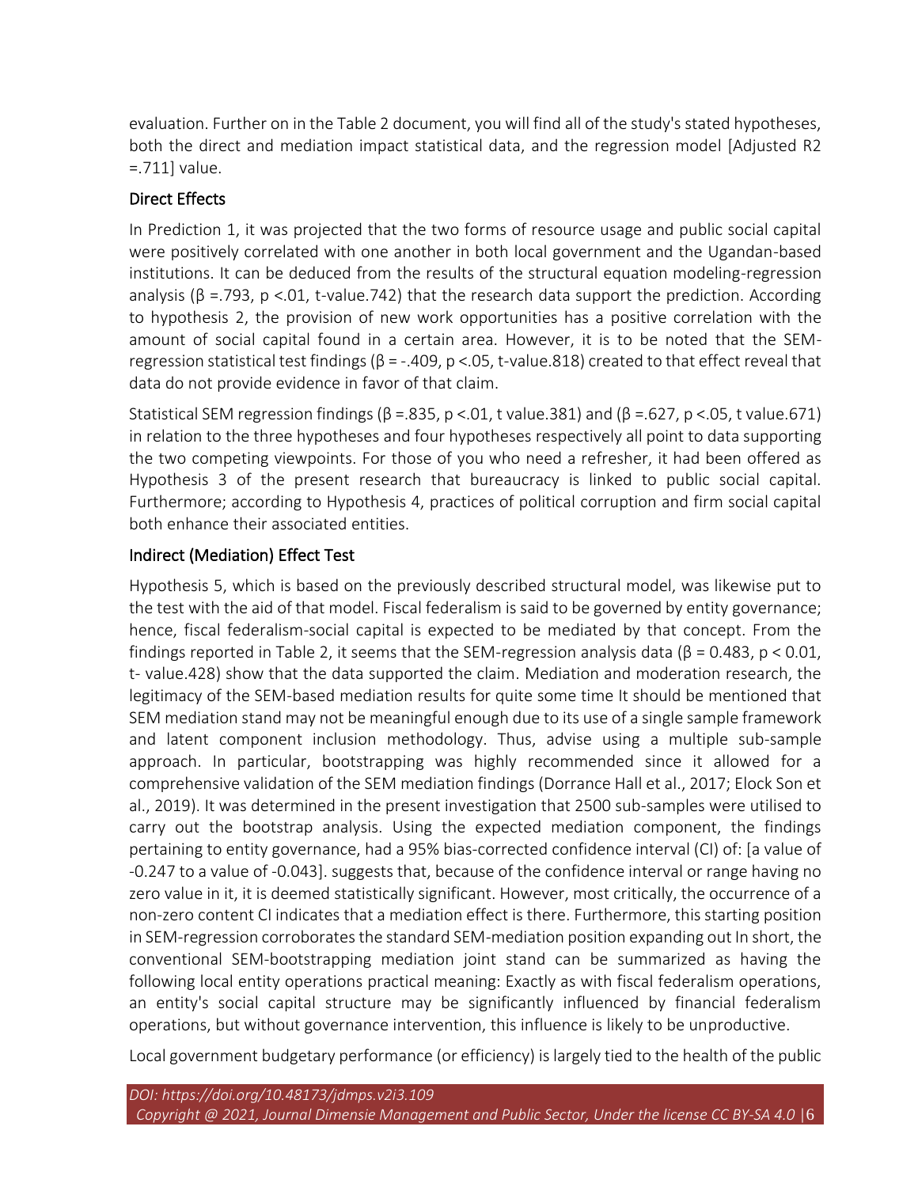evaluation. Further on in the Table 2 document, you will find all of the study's stated hypotheses, both the direct and mediation impact statistical data, and the regression model [Adjusted R2 =.711] value.

## Direct Effects

In Prediction 1, it was projected that the two forms of resource usage and public social capital were positively correlated with one another in both local government and the Ugandan-based institutions. It can be deduced from the results of the structural equation modeling-regression analysis ($\beta$ =.793, $p$ <.01, t-value.742) that the research data support the prediction. According to hypothesis 2, the provision of new work opportunities has a positive correlation with the amount of social capital found in a certain area. However, it is to be noted that the SEM-regression statistical test findings ($\beta$ = -.409, $p$ <.05, t-value.818) created to that effect reveal that data do not provide evidence in favor of that claim.

Statistical SEM regression findings ($\beta$ =.835, $p$ <.01, t value.381) and ($\beta$ =.627, $p$ <.05, t value.671) in relation to the three hypotheses and four hypotheses respectively all point to data supporting the two competing viewpoints. For those of you who need a refresher, it had been offered as Hypothesis 3 of the present research that bureaucracy is linked to public social capital. Furthermore; according to Hypothesis 4, practices of political corruption and firm social capital both enhance their associated entities.

## Indirect (Mediation) Effect Test

Hypothesis 5, which is based on the previously described structural model, was likewise put to the test with the aid of that model. Fiscal federalism is said to be governed by entity governance; hence, fiscal federalism-social capital is expected to be mediated by that concept. From the findings reported in Table 2, it seems that the SEM-regression analysis data ($\beta$ = 0.483, $p$ < 0.01, t- value.428) show that the data supported the claim. Mediation and moderation research, the legitimacy of the SEM-based mediation results for quite some time It should be mentioned that SEM mediation stand may not be meaningful enough due to its use of a single sample framework and latent component inclusion methodology. Thus, advise using a multiple sub-sample approach. In particular, bootstrapping was highly recommended since it allowed for a comprehensive validation of the SEM mediation findings (Dorrance Hall et al., 2017; Elock Son et al., 2019). It was determined in the present investigation that 2500 sub-samples were utilised to carry out the bootstrap analysis. Using the expected mediation component, the findings pertaining to entity governance, had a 95% bias-corrected confidence interval (CI) of: [a value of -0.247 to a value of -0.043]. suggests that, because of the confidence interval or range having no zero value in it, it is deemed statistically significant. However, most critically, the occurrence of a non-zero content CI indicates that a mediation effect is there. Furthermore, this starting position in SEM-regression corroborates the standard SEM-mediation position expanding out In short, the conventional SEM-bootstrapping mediation joint stand can be summarized as having the following local entity operations practical meaning: Exactly as with fiscal federalism operations, an entity's social capital structure may be significantly influenced by financial federalism operations, but without governance intervention, this influence is likely to be unproductive.

Local government budgetary performance (or efficiency) is largely tied to the health of the public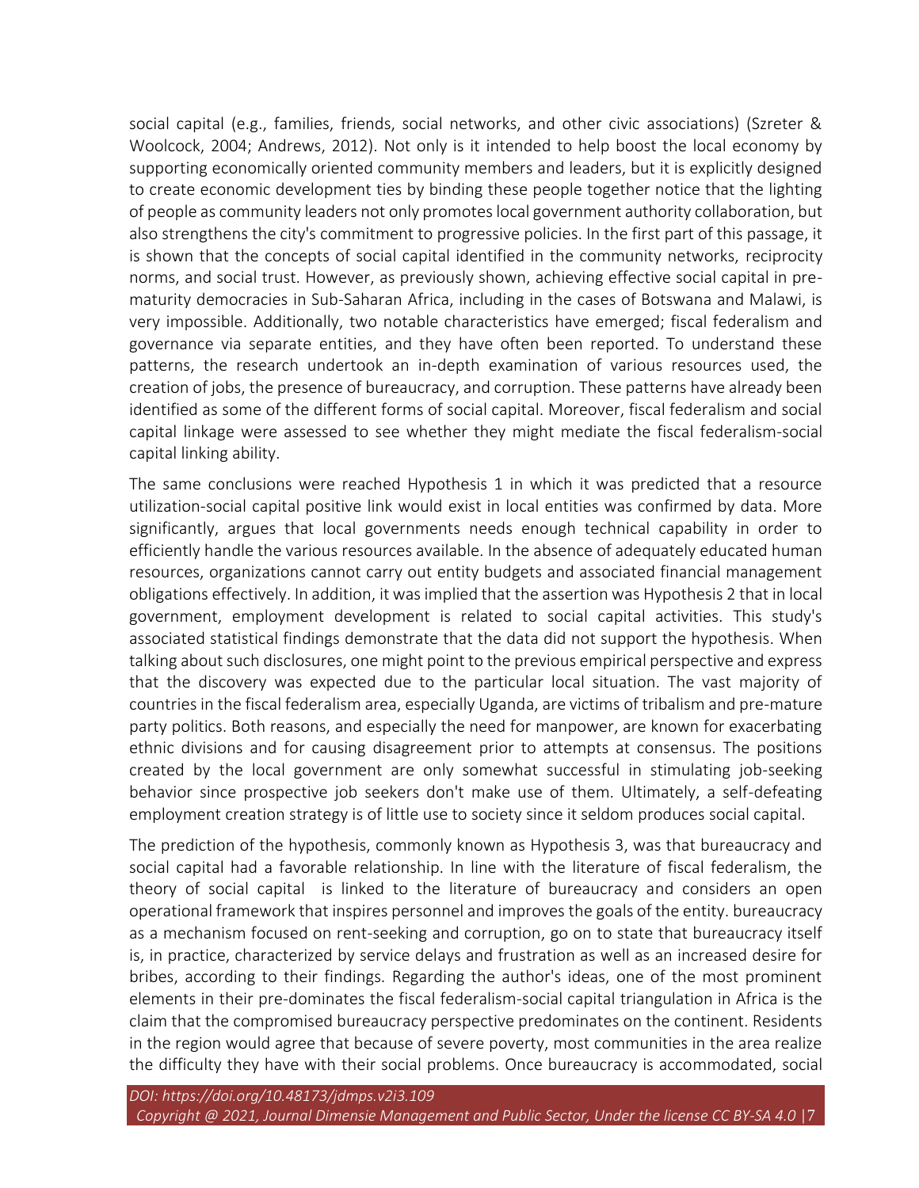social capital (e.g., families, friends, social networks, and other civic associations) (Szreter & Woolcock, 2004; Andrews, 2012). Not only is it intended to help boost the local economy by supporting economically oriented community members and leaders, but it is explicitly designed to create economic development ties by binding these people together notice that the lighting of people as community leaders not only promotes local government authority collaboration, but also strengthens the city's commitment to progressive policies. In the first part of this passage, it is shown that the concepts of social capital identified in the community networks, reciprocity norms, and social trust. However, as previously shown, achieving effective social capital in pre-maturity democracies in Sub-Saharan Africa, including in the cases of Botswana and Malawi, is very impossible. Additionally, two notable characteristics have emerged; fiscal federalism and governance via separate entities, and they have often been reported. To understand these patterns, the research undertook an in-depth examination of various resources used, the creation of jobs, the presence of bureaucracy, and corruption. These patterns have already been identified as some of the different forms of social capital. Moreover, fiscal federalism and social capital linkage were assessed to see whether they might mediate the fiscal federalism-social capital linking ability.

The same conclusions were reached Hypothesis 1 in which it was predicted that a resource utilization-social capital positive link would exist in local entities was confirmed by data. More significantly, argues that local governments needs enough technical capability in order to efficiently handle the various resources available. In the absence of adequately educated human resources, organizations cannot carry out entity budgets and associated financial management obligations effectively. In addition, it was implied that the assertion was Hypothesis 2 that in local government, employment development is related to social capital activities. This study's associated statistical findings demonstrate that the data did not support the hypothesis. When talking about such disclosures, one might point to the previous empirical perspective and express that the discovery was expected due to the particular local situation. The vast majority of countries in the fiscal federalism area, especially Uganda, are victims of tribalism and pre-mature party politics. Both reasons, and especially the need for manpower, are known for exacerbating ethnic divisions and for causing disagreement prior to attempts at consensus. The positions created by the local government are only somewhat successful in stimulating job-seeking behavior since prospective job seekers don't make use of them. Ultimately, a self-defeating employment creation strategy is of little use to society since it seldom produces social capital.

The prediction of the hypothesis, commonly known as Hypothesis 3, was that bureaucracy and social capital had a favorable relationship. In line with the literature of fiscal federalism, the theory of social capital is linked to the literature of bureaucracy and considers an open operational framework that inspires personnel and improves the goals of the entity. bureaucracy as a mechanism focused on rent-seeking and corruption, go on to state that bureaucracy itself is, in practice, characterized by service delays and frustration as well as an increased desire for bribes, according to their findings. Regarding the author's ideas, one of the most prominent elements in their pre-dominates the fiscal federalism-social capital triangulation in Africa is the claim that the compromised bureaucracy perspective predominates on the continent. Residents in the region would agree that because of severe poverty, most communities in the area realize the difficulty they have with their social problems. Once bureaucracy is accommodated, social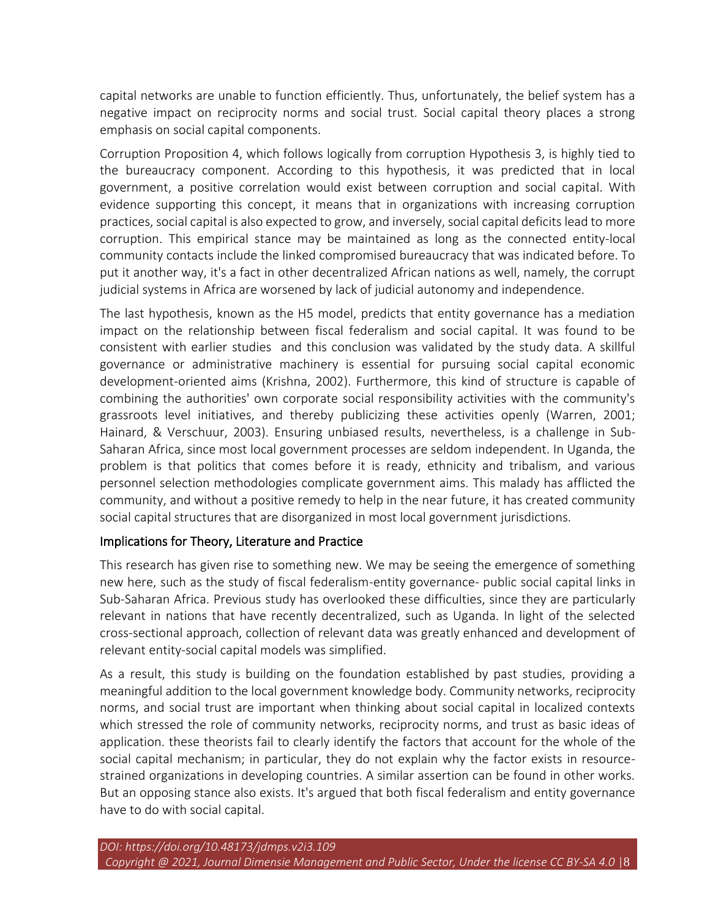capital networks are unable to function efficiently. Thus, unfortunately, the belief system has a negative impact on reciprocity norms and social trust. Social capital theory places a strong emphasis on social capital components.

Corruption Proposition 4, which follows logically from corruption Hypothesis 3, is highly tied to the bureaucracy component. According to this hypothesis, it was predicted that in local government, a positive correlation would exist between corruption and social capital. With evidence supporting this concept, it means that in organizations with increasing corruption practices, social capital is also expected to grow, and inversely, social capital deficits lead to more corruption. This empirical stance may be maintained as long as the connected entity-local community contacts include the linked compromised bureaucracy that was indicated before. To put it another way, it's a fact in other decentralized African nations as well, namely, the corrupt judicial systems in Africa are worsened by lack of judicial autonomy and independence.

The last hypothesis, known as the H5 model, predicts that entity governance has a mediation impact on the relationship between fiscal federalism and social capital. It was found to be consistent with earlier studies and this conclusion was validated by the study data. A skillful governance or administrative machinery is essential for pursuing social capital economic development-oriented aims (Krishna, 2002). Furthermore, this kind of structure is capable of combining the authorities' own corporate social responsibility activities with the community's grassroots level initiatives, and thereby publicizing these activities openly (Warren, 2001; Hainard, & Verschuur, 2003). Ensuring unbiased results, nevertheless, is a challenge in Sub-Saharan Africa, since most local government processes are seldom independent. In Uganda, the problem is that politics that comes before it is ready, ethnicity and tribalism, and various personnel selection methodologies complicate government aims. This malady has afflicted the community, and without a positive remedy to help in the near future, it has created community social capital structures that are disorganized in most local government jurisdictions.

## Implications for Theory, Literature and Practice

This research has given rise to something new. We may be seeing the emergence of something new here, such as the study of fiscal federalism-entity governance- public social capital links in Sub-Saharan Africa. Previous study has overlooked these difficulties, since they are particularly relevant in nations that have recently decentralized, such as Uganda. In light of the selected cross-sectional approach, collection of relevant data was greatly enhanced and development of relevant entity-social capital models was simplified.

As a result, this study is building on the foundation established by past studies, providing a meaningful addition to the local government knowledge body. Community networks, reciprocity norms, and social trust are important when thinking about social capital in localized contexts which stressed the role of community networks, reciprocity norms, and trust as basic ideas of application. these theorists fail to clearly identify the factors that account for the whole of the social capital mechanism; in particular, they do not explain why the factor exists in resource-strained organizations in developing countries. A similar assertion can be found in other works. But an opposing stance also exists. It's argued that both fiscal federalism and entity governance have to do with social capital.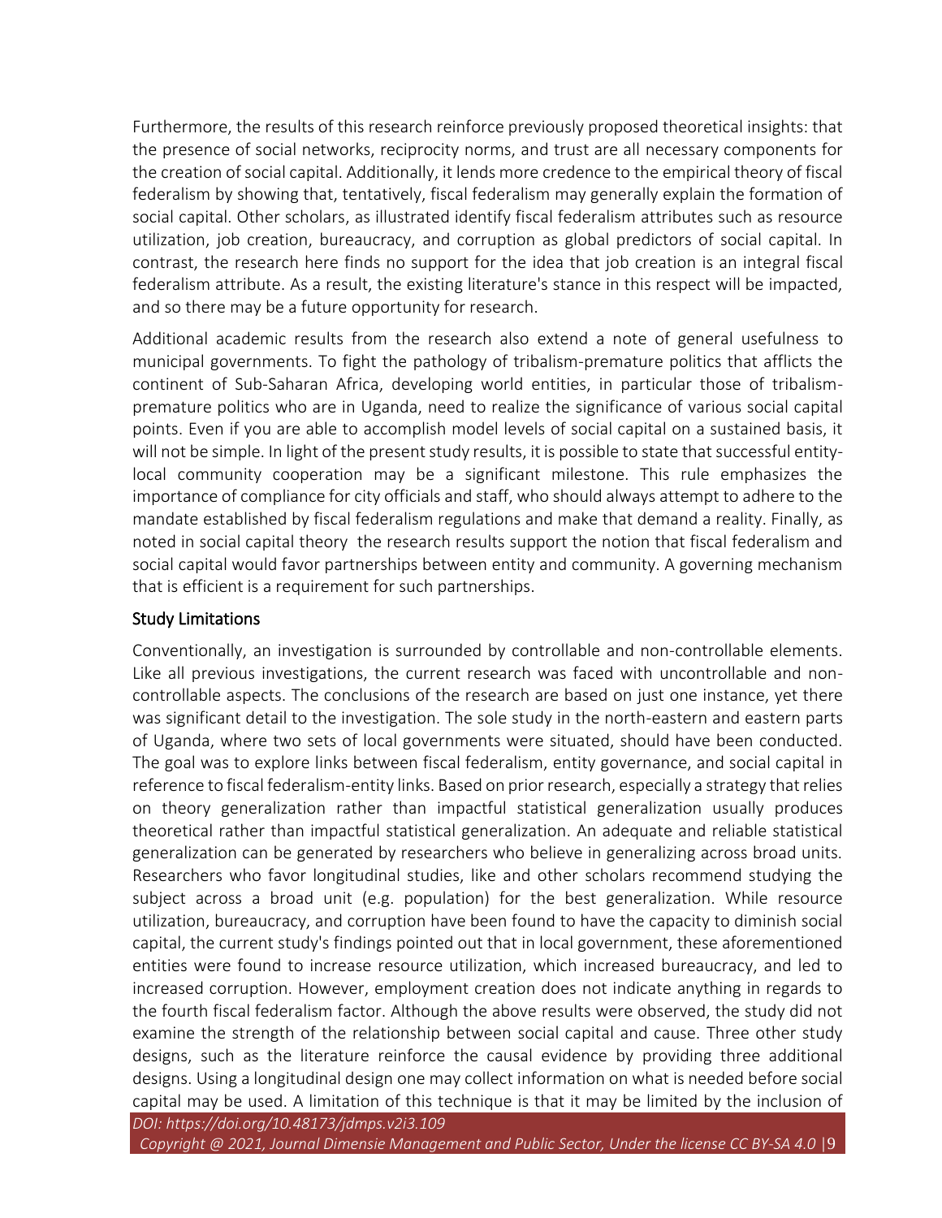Furthermore, the results of this research reinforce previously proposed theoretical insights: that the presence of social networks, reciprocity norms, and trust are all necessary components for the creation of social capital. Additionally, it lends more credence to the empirical theory of fiscal federalism by showing that, tentatively, fiscal federalism may generally explain the formation of social capital. Other scholars, as illustrated identify fiscal federalism attributes such as resource utilization, job creation, bureaucracy, and corruption as global predictors of social capital. In contrast, the research here finds no support for the idea that job creation is an integral fiscal federalism attribute. As a result, the existing literature's stance in this respect will be impacted, and so there may be a future opportunity for research.

Additional academic results from the research also extend a note of general usefulness to municipal governments. To fight the pathology of tribalism-premature politics that afflicts the continent of Sub-Saharan Africa, developing world entities, in particular those of tribalism-premature politics who are in Uganda, need to realize the significance of various social capital points. Even if you are able to accomplish model levels of social capital on a sustained basis, it will not be simple. In light of the present study results, it is possible to state that successful entity-local community cooperation may be a significant milestone. This rule emphasizes the importance of compliance for city officials and staff, who should always attempt to adhere to the mandate established by fiscal federalism regulations and make that demand a reality. Finally, as noted in social capital theory the research results support the notion that fiscal federalism and social capital would favor partnerships between entity and community. A governing mechanism that is efficient is a requirement for such partnerships.

## Study Limitations

Conventionally, an investigation is surrounded by controllable and non-controllable elements. Like all previous investigations, the current research was faced with uncontrollable and non-controllable aspects. The conclusions of the research are based on just one instance, yet there was significant detail to the investigation. The sole study in the north-eastern and eastern parts of Uganda, where two sets of local governments were situated, should have been conducted. The goal was to explore links between fiscal federalism, entity governance, and social capital in reference to fiscal federalism-entity links. Based on prior research, especially a strategy that relies on theory generalization rather than impactful statistical generalization usually produces theoretical rather than impactful statistical generalization. An adequate and reliable statistical generalization can be generated by researchers who believe in generalizing across broad units. Researchers who favor longitudinal studies, like and other scholars recommend studying the subject across a broad unit (e.g. population) for the best generalization. While resource utilization, bureaucracy, and corruption have been found to have the capacity to diminish social capital, the current study's findings pointed out that in local government, these aforementioned entities were found to increase resource utilization, which increased bureaucracy, and led to increased corruption. However, employment creation does not indicate anything in regards to the fourth fiscal federalism factor. Although the above results were observed, the study did not examine the strength of the relationship between social capital and cause. Three other study designs, such as the literature reinforce the causal evidence by providing three additional designs. Using a longitudinal design one may collect information on what is needed before social capital may be used. A limitation of this technique is that it may be limited by the inclusion of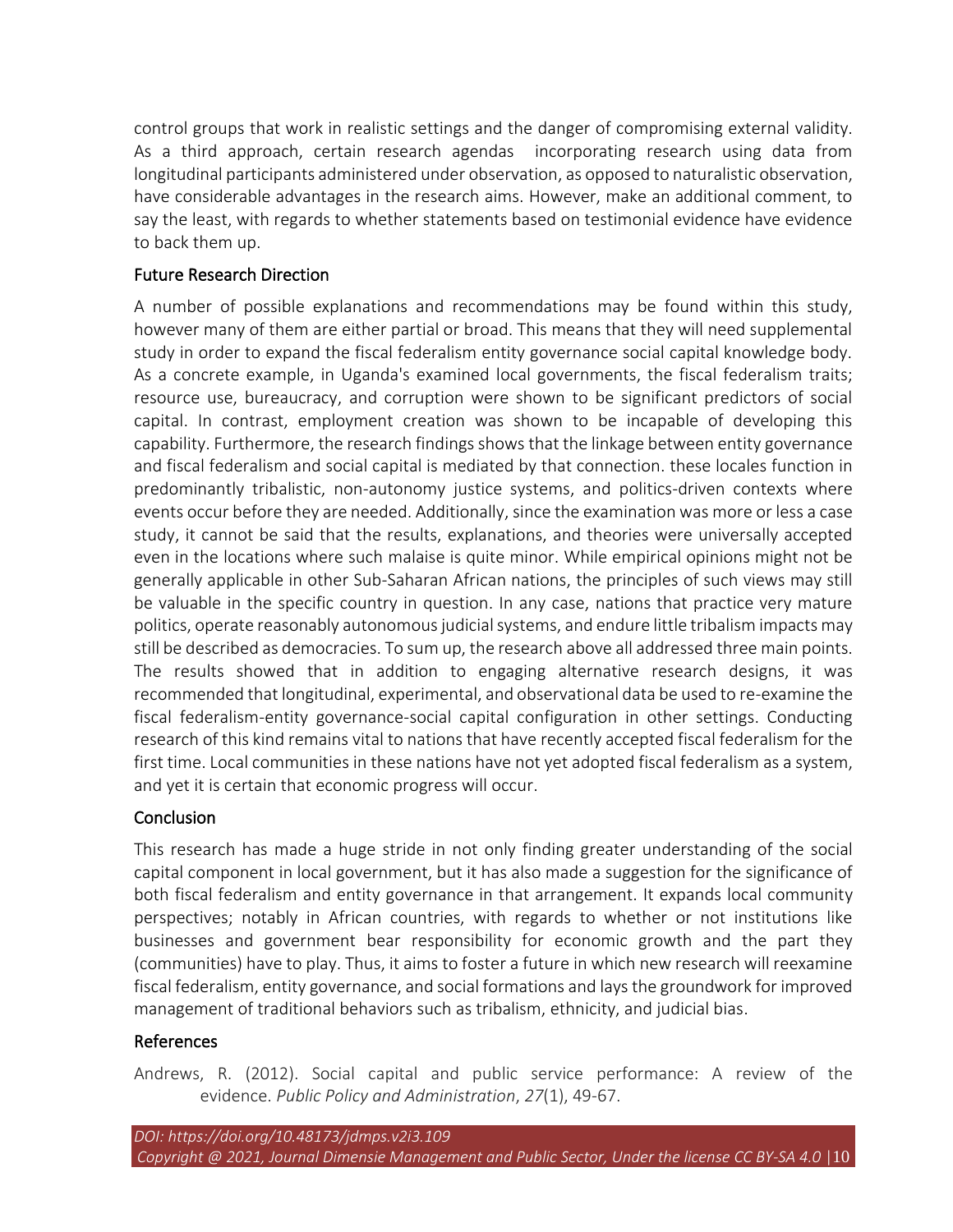control groups that work in realistic settings and the danger of compromising external validity. As a third approach, certain research agendas incorporating research using data from longitudinal participants administered under observation, as opposed to naturalistic observation, have considerable advantages in the research aims. However, make an additional comment, to say the least, with regards to whether statements based on testimonial evidence have evidence to back them up.

## Future Research Direction

A number of possible explanations and recommendations may be found within this study, however many of them are either partial or broad. This means that they will need supplemental study in order to expand the fiscal federalism entity governance social capital knowledge body. As a concrete example, in Uganda's examined local governments, the fiscal federalism traits; resource use, bureaucracy, and corruption were shown to be significant predictors of social capital. In contrast, employment creation was shown to be incapable of developing this capability. Furthermore, the research findings shows that the linkage between entity governance and fiscal federalism and social capital is mediated by that connection. these locales function in predominantly tribalistic, non-autonomy justice systems, and politics-driven contexts where events occur before they are needed. Additionally, since the examination was more or less a case study, it cannot be said that the results, explanations, and theories were universally accepted even in the locations where such malaise is quite minor. While empirical opinions might not be generally applicable in other Sub-Saharan African nations, the principles of such views may still be valuable in the specific country in question. In any case, nations that practice very mature politics, operate reasonably autonomous judicial systems, and endure little tribalism impacts may still be described as democracies. To sum up, the research above all addressed three main points. The results showed that in addition to engaging alternative research designs, it was recommended that longitudinal, experimental, and observational data be used to re-examine the fiscal federalism-entity governance-social capital configuration in other settings. Conducting research of this kind remains vital to nations that have recently accepted fiscal federalism for the first time. Local communities in these nations have not yet adopted fiscal federalism as a system, and yet it is certain that economic progress will occur.

## Conclusion

This research has made a huge stride in not only finding greater understanding of the social capital component in local government, but it has also made a suggestion for the significance of both fiscal federalism and entity governance in that arrangement. It expands local community perspectives; notably in African countries, with regards to whether or not institutions like businesses and government bear responsibility for economic growth and the part they (communities) have to play. Thus, it aims to foster a future in which new research will reexamine fiscal federalism, entity governance, and social formations and lays the groundwork for improved management of traditional behaviors such as tribalism, ethnicity, and judicial bias.

## References

Andrews, R. (2012). Social capital and public service performance: A review of the evidence. *Public Policy and Administration*, *27*(1), 49-67.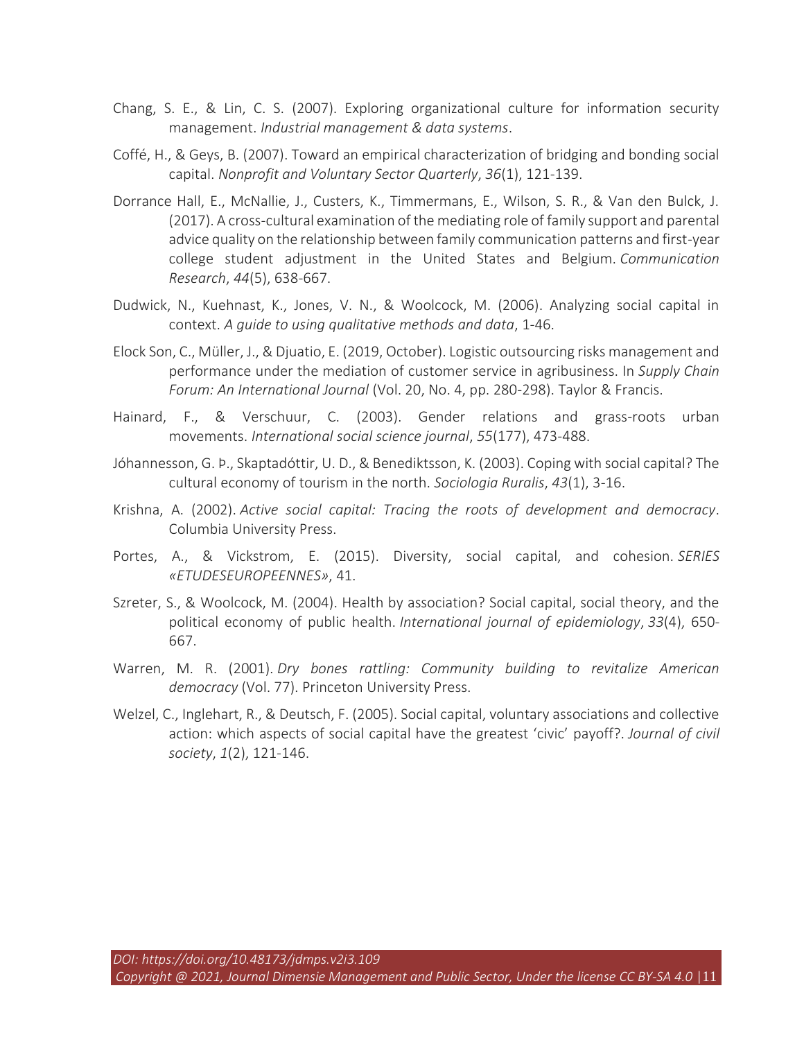Chang, S. E., & Lin, C. S. (2007). Exploring organizational culture for information security management. *Industrial management & data systems*.

Coffé, H., & Geys, B. (2007). Toward an empirical characterization of bridging and bonding social capital. *Nonprofit and Voluntary Sector Quarterly*, *36*(1), 121-139.

Dorrance Hall, E., McNallie, J., Custers, K., Timmermans, E., Wilson, S. R., & Van den Bulck, J. (2017). A cross-cultural examination of the mediating role of family support and parental advice quality on the relationship between family communication patterns and first-year college student adjustment in the United States and Belgium. *Communication Research*, *44*(5), 638-667.

Dudwick, N., Kuehnast, K., Jones, V. N., & Woolcock, M. (2006). Analyzing social capital in context. *A guide to using qualitative methods and data*, 1-46.

Elock Son, C., Müller, J., & Djuatio, E. (2019, October). Logistic outsourcing risks management and performance under the mediation of customer service in agribusiness. In *Supply Chain Forum: An International Journal* (Vol. 20, No. 4, pp. 280-298). Taylor & Francis.

Hainard, F., & Verschuur, C. (2003). Gender relations and grass-roots urban movements. *International social science journal*, *55*(177), 473-488.

Jóhannesson, G. Þ., Skaptadóttir, U. D., & Benediktsson, K. (2003). Coping with social capital? The cultural economy of tourism in the north. *Sociologia Ruralis*, *43*(1), 3-16.

Krishna, A. (2002). *Active social capital: Tracing the roots of development and democracy*. Columbia University Press.

Portes, A., & Vickstrom, E. (2015). Diversity, social capital, and cohesion. *SERIES «ETUDESEUROPEENNES»*, 41.

Szreter, S., & Woolcock, M. (2004). Health by association? Social capital, social theory, and the political economy of public health. *International journal of epidemiology*, *33*(4), 650-667.

Warren, M. R. (2001). *Dry bones rattling: Community building to revitalize American democracy* (Vol. 77). Princeton University Press.

Welzel, C., Inglehart, R., & Deutsch, F. (2005). Social capital, voluntary associations and collective action: which aspects of social capital have the greatest 'civic' payoff?. *Journal of civil society*, *1*(2), 121-146.